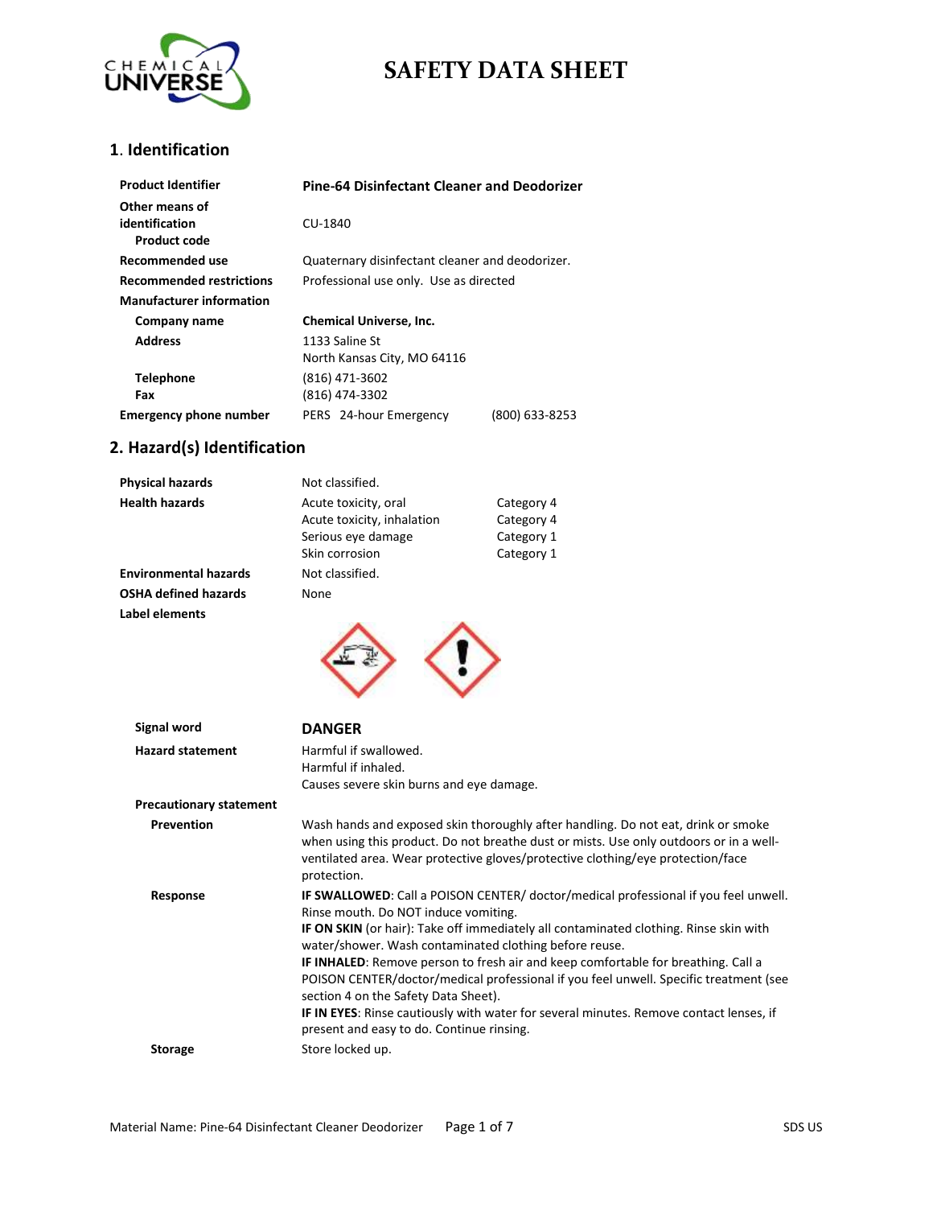# SAFETY DATA SHEET

## 1. Identification

| | |
|---|---|
| **Product Identifier** | **Pine-64 Disinfectant Cleaner and Deodorizer** |
| **Other means of identification** **Product code** | CU-1840 |
| **Recommended use** | Quaternary disinfectant cleaner and deodorizer. |
| **Recommended restrictions** | Professional use only. Use as directed |
| **Manufacturer information** | |
| **Company name** | **Chemical Universe, Inc.** |
| **Address** | 1133 Saline St<br>North Kansas City, MO 64116 |
| **Telephone** | (816) 471-3602 |
| **Fax** | (816) 474-3302 |
| **Emergency phone number** | PERS 24-hour Emergency (800) 633-8253 |

## 2. Hazard(s) Identification

| | | |
|---|---|---|
| **Physical hazards** | Not classified. | |
| **Health hazards** | Acute toxicity, oral | Category 4 |
| | Acute toxicity, inhalation | Category 4 |
| | Serious eye damage | Category 1 |
| | Skin corrosion | Category 1 |
| **Environmental hazards** | Not classified. | |
| **OSHA defined hazards** | None | |
| **Label elements** | | |

**Signal word** **DANGER**

**Hazard statement**
Harmful if swallowed.
Harmful if inhaled.
Causes severe skin burns and eye damage.

**Precautionary statement**

**Prevention**
Wash hands and exposed skin thoroughly after handling. Do not eat, drink or smoke when using this product. Do not breathe dust or mists. Use only outdoors or in a well-ventilated area. Wear protective gloves/protective clothing/eye protection/face protection.

**Response**
**IF SWALLOWED**: Call a POISON CENTER/ doctor/medical professional if you feel unwell. Rinse mouth. Do NOT induce vomiting.
**IF ON SKIN** (or hair): Take off immediately all contaminated clothing. Rinse skin with water/shower. Wash contaminated clothing before reuse.
**IF INHALED**: Remove person to fresh air and keep comfortable for breathing. Call a POISON CENTER/doctor/medical professional if you feel unwell. Specific treatment (see section 4 on the Safety Data Sheet).
**IF IN EYES**: Rinse cautiously with water for several minutes. Remove contact lenses, if present and easy to do. Continue rinsing.

**Storage**
Store locked up.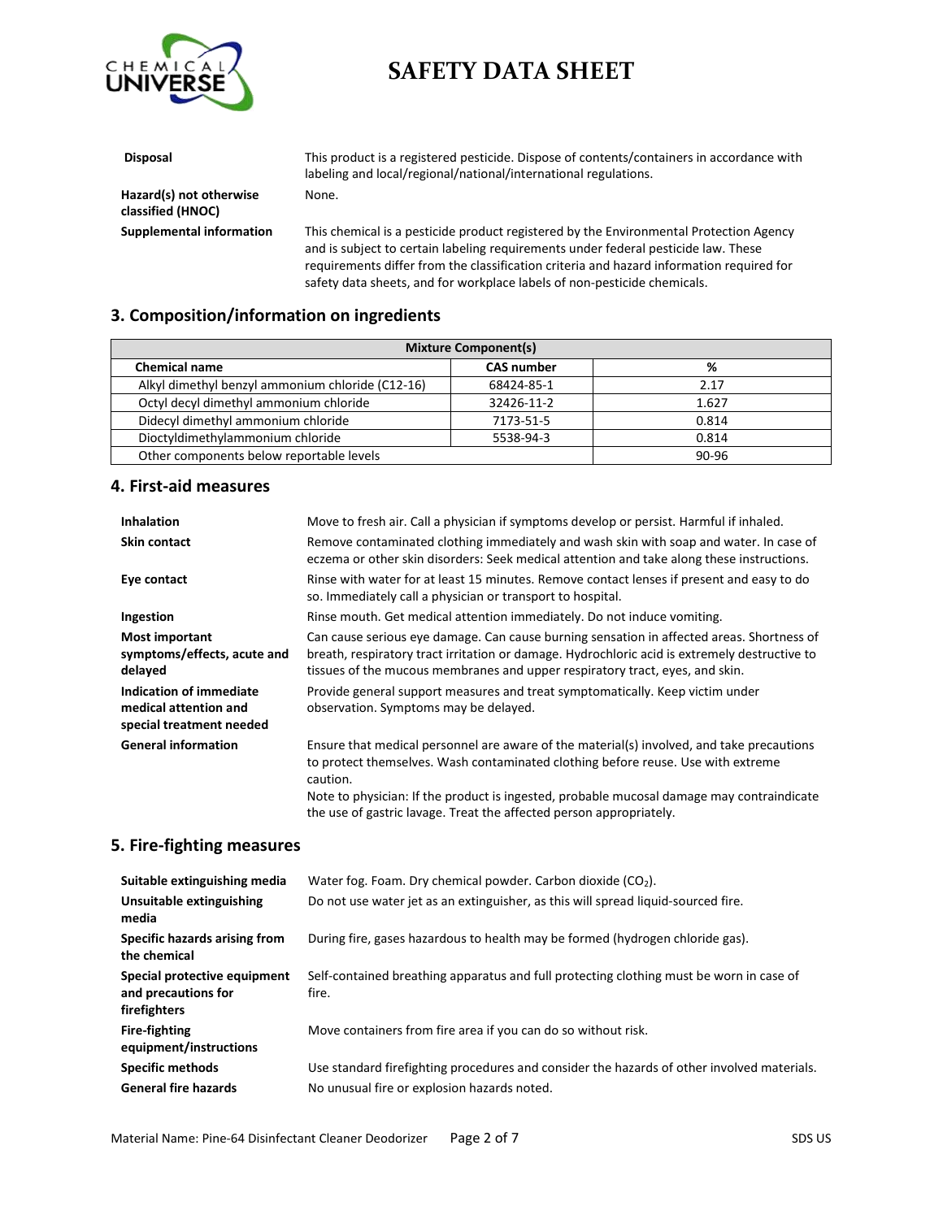| | |
|---|---|
| **Disposal** | This product is a registered pesticide. Dispose of contents/containers in accordance with labeling and local/regional/national/international regulations. |
| **Hazard(s) not otherwise classified (HNOC)** | None. |
| **Supplemental information** | This chemical is a pesticide product registered by the Environmental Protection Agency and is subject to certain labeling requirements under federal pesticide law. These requirements differ from the classification criteria and hazard information required for safety data sheets, and for workplace labels of non-pesticide chemicals. |

## 3. Composition/information on ingredients

| Mixture Component(s) | | |
|---|---|---|
| **Chemical name** | **CAS number** | **%** |
| Alkyl dimethyl benzyl ammonium chloride (C12-16) | 68424-85-1 | 2.17 |
| Octyl decyl dimethyl ammonium chloride | 32426-11-2 | 1.627 |
| Didecyl dimethyl ammonium chloride | 7173-51-5 | 0.814 |
| Dioctyldimethylammonium chloride | 5538-94-3 | 0.814 |
| Other components below reportable levels | | 90-96 |

## 4. First-aid measures

| | |
|---|---|
| **Inhalation** | Move to fresh air. Call a physician if symptoms develop or persist. Harmful if inhaled. |
| **Skin contact** | Remove contaminated clothing immediately and wash skin with soap and water. In case of eczema or other skin disorders: Seek medical attention and take along these instructions. |
| **Eye contact** | Rinse with water for at least 15 minutes. Remove contact lenses if present and easy to do so. Immediately call a physician or transport to hospital. |
| **Ingestion** | Rinse mouth. Get medical attention immediately. Do not induce vomiting. |
| **Most important symptoms/effects, acute and delayed** | Can cause serious eye damage. Can cause burning sensation in affected areas. Shortness of breath, respiratory tract irritation or damage. Hydrochloric acid is extremely destructive to tissues of the mucous membranes and upper respiratory tract, eyes, and skin. |
| **Indication of immediate medical attention and special treatment needed** | Provide general support measures and treat symptomatically. Keep victim under observation. Symptoms may be delayed. |
| **General information** | Ensure that medical personnel are aware of the material(s) involved, and take precautions to protect themselves. Wash contaminated clothing before reuse. Use with extreme caution.<br>Note to physician: If the product is ingested, probable mucosal damage may contraindicate the use of gastric lavage. Treat the affected person appropriately. |

## 5. Fire-fighting measures

| | |
|---|---|
| **Suitable extinguishing media** | Water fog. Foam. Dry chemical powder. Carbon dioxide ($CO_2$). |
| **Unsuitable extinguishing media** | Do not use water jet as an extinguisher, as this will spread liquid-sourced fire. |
| **Specific hazards arising from the chemical** | During fire, gases hazardous to health may be formed (hydrogen chloride gas). |
| **Special protective equipment and precautions for firefighters** | Self-contained breathing apparatus and full protecting clothing must be worn in case of fire. |
| **Fire-fighting equipment/instructions** | Move containers from fire area if you can do so without risk. |
| **Specific methods** | Use standard firefighting procedures and consider the hazards of other involved materials. |
| **General fire hazards** | No unusual fire or explosion hazards noted. |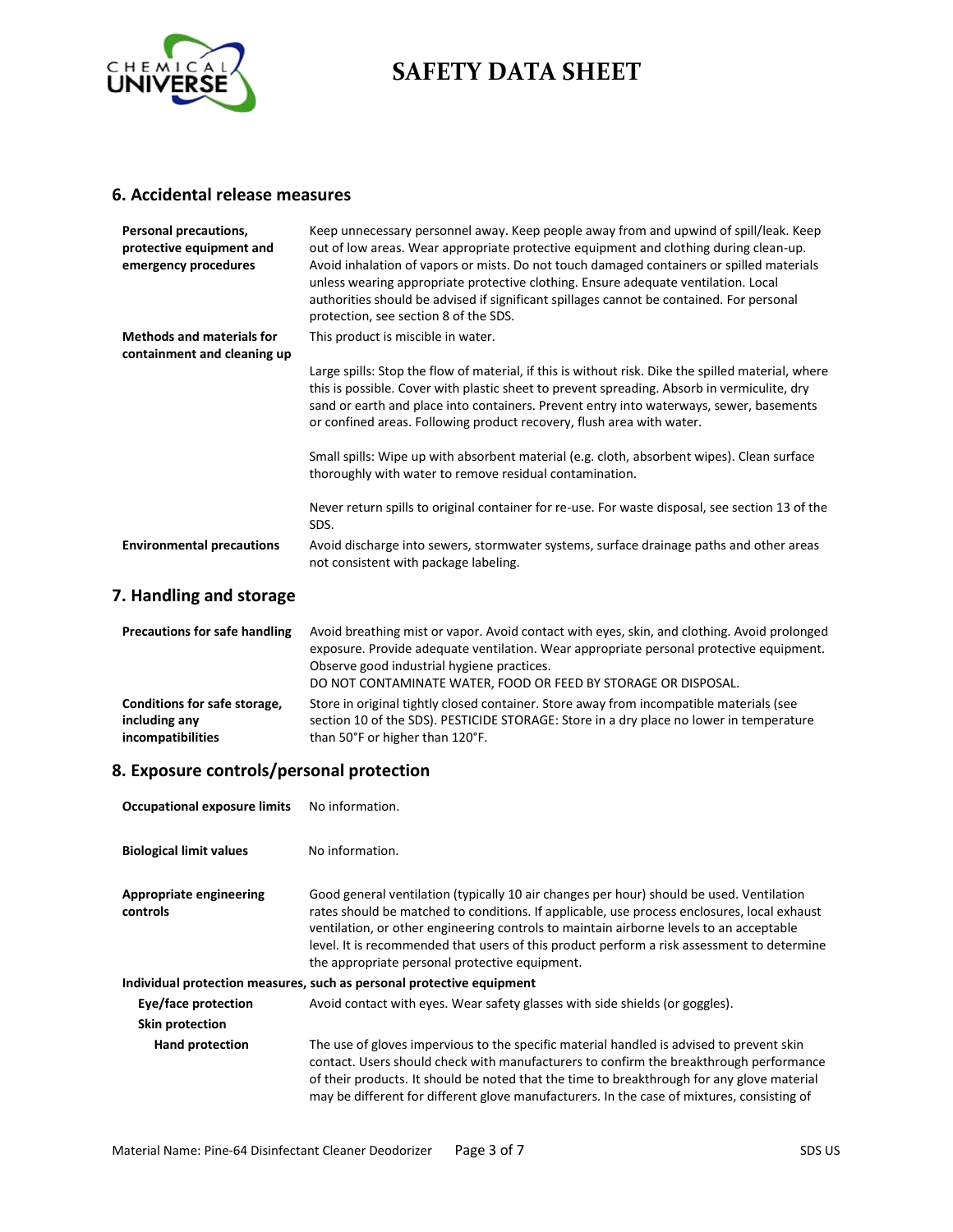## 6. Accidental release measures

| | |
|---|---|
| **Personal precautions, protective equipment and emergency procedures** | Keep unnecessary personnel away. Keep people away from and upwind of spill/leak. Keep out of low areas. Wear appropriate protective equipment and clothing during clean-up. Avoid inhalation of vapors or mists. Do not touch damaged containers or spilled materials unless wearing appropriate protective clothing. Ensure adequate ventilation. Local authorities should be advised if significant spillages cannot be contained. For personal protection, see section 8 of the SDS. |
| **Methods and materials for containment and cleaning up** | This product is miscible in water.<br><br>Large spills: Stop the flow of material, if this is without risk. Dike the spilled material, where this is possible. Cover with plastic sheet to prevent spreading. Absorb in vermiculite, dry sand or earth and place into containers. Prevent entry into waterways, sewer, basements or confined areas. Following product recovery, flush area with water.<br><br>Small spills: Wipe up with absorbent material (e.g. cloth, absorbent wipes). Clean surface thoroughly with water to remove residual contamination.<br><br>Never return spills to original container for re-use. For waste disposal, see section 13 of the SDS. |
| **Environmental precautions** | Avoid discharge into sewers, stormwater systems, surface drainage paths and other areas not consistent with package labeling. |

## 7. Handling and storage

| | |
|---|---|
| **Precautions for safe handling** | Avoid breathing mist or vapor. Avoid contact with eyes, skin, and clothing. Avoid prolonged exposure. Provide adequate ventilation. Wear appropriate personal protective equipment. Observe good industrial hygiene practices.<br>DO NOT CONTAMINATE WATER, FOOD OR FEED BY STORAGE OR DISPOSAL. |
| **Conditions for safe storage, including any incompatibilities** | Store in original tightly closed container. Store away from incompatible materials (see section 10 of the SDS). PESTICIDE STORAGE: Store in a dry place no lower in temperature than 50°F or higher than 120°F. |

## 8. Exposure controls/personal protection

| | |
|---|---|
| **Occupational exposure limits** | No information. |
| **Biological limit values** | No information. |
| **Appropriate engineering controls** | Good general ventilation (typically 10 air changes per hour) should be used. Ventilation rates should be matched to conditions. If applicable, use process enclosures, local exhaust ventilation, or other engineering controls to maintain airborne levels to an acceptable level. It is recommended that users of this product perform a risk assessment to determine the appropriate personal protective equipment. |

**Individual protection measures, such as personal protective equipment**

| | |
|---|---|
| **Eye/face protection** | Avoid contact with eyes. Wear safety glasses with side shields (or goggles). |
| **Skin protection** | |
| **Hand protection** | The use of gloves impervious to the specific material handled is advised to prevent skin contact. Users should check with manufacturers to confirm the breakthrough performance of their products. It should be noted that the time to breakthrough for any glove material may be different for different glove manufacturers. In the case of mixtures, consisting of |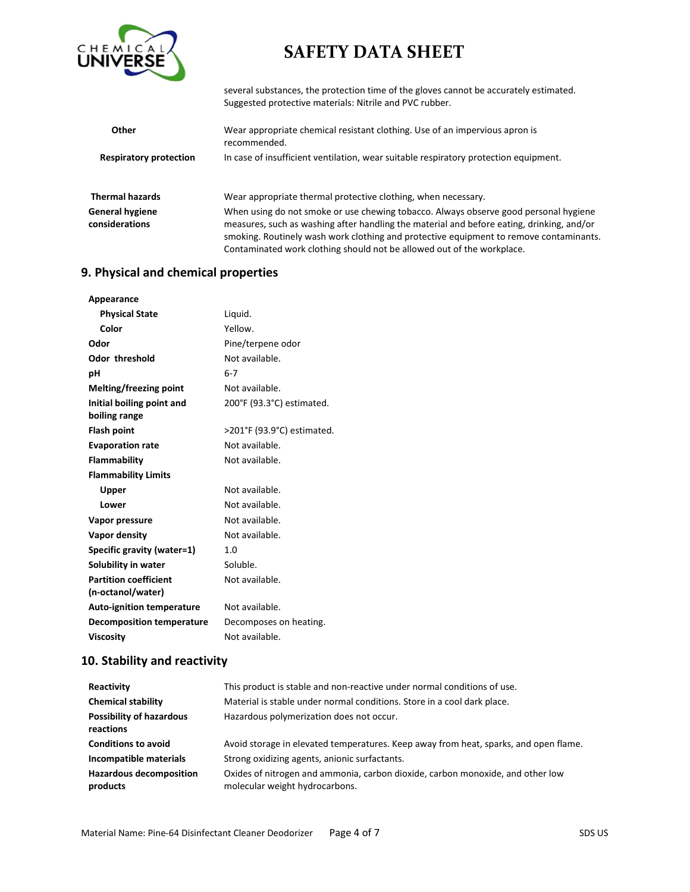several substances, the protection time of the gloves cannot be accurately estimated. Suggested protective materials: Nitrile and PVC rubber.

| | |
|---|---|
| **Other** | Wear appropriate chemical resistant clothing. Use of an impervious apron is recommended. |
| **Respiratory protection** | In case of insufficient ventilation, wear suitable respiratory protection equipment. |
| **Thermal hazards** | Wear appropriate thermal protective clothing, when necessary. |
| **General hygiene considerations** | When using do not smoke or use chewing tobacco. Always observe good personal hygiene measures, such as washing after handling the material and before eating, drinking, and/or smoking. Routinely wash work clothing and protective equipment to remove contaminants. Contaminated work clothing should not be allowed out of the workplace. |

## 9. Physical and chemical properties

| | |
|---|---|
| **Appearance** | |
| **Physical State** | Liquid. |
| **Color** | Yellow. |
| **Odor** | Pine/terpene odor |
| **Odor threshold** | Not available. |
| **pH** | 6-7 |
| **Melting/freezing point** | Not available. |
| **Initial boiling point and boiling range** | 200°F (93.3°C) estimated. |
| **Flash point** | >201°F (93.9°C) estimated. |
| **Evaporation rate** | Not available. |
| **Flammability** | Not available. |
| **Flammability Limits** | |
| **Upper** | Not available. |
| **Lower** | Not available. |
| **Vapor pressure** | Not available. |
| **Vapor density** | Not available. |
| **Specific gravity (water=1)** | 1.0 |
| **Solubility in water** | Soluble. |
| **Partition coefficient (n-octanol/water)** | Not available. |
| **Auto-ignition temperature** | Not available. |
| **Decomposition temperature** | Decomposes on heating. |
| **Viscosity** | Not available. |

## 10. Stability and reactivity

| | |
|---|---|
| **Reactivity** | This product is stable and non-reactive under normal conditions of use. |
| **Chemical stability** | Material is stable under normal conditions. Store in a cool dark place. |
| **Possibility of hazardous reactions** | Hazardous polymerization does not occur. |
| **Conditions to avoid** | Avoid storage in elevated temperatures. Keep away from heat, sparks, and open flame. |
| **Incompatible materials** | Strong oxidizing agents, anionic surfactants. |
| **Hazardous decomposition products** | Oxides of nitrogen and ammonia, carbon dioxide, carbon monoxide, and other low molecular weight hydrocarbons. |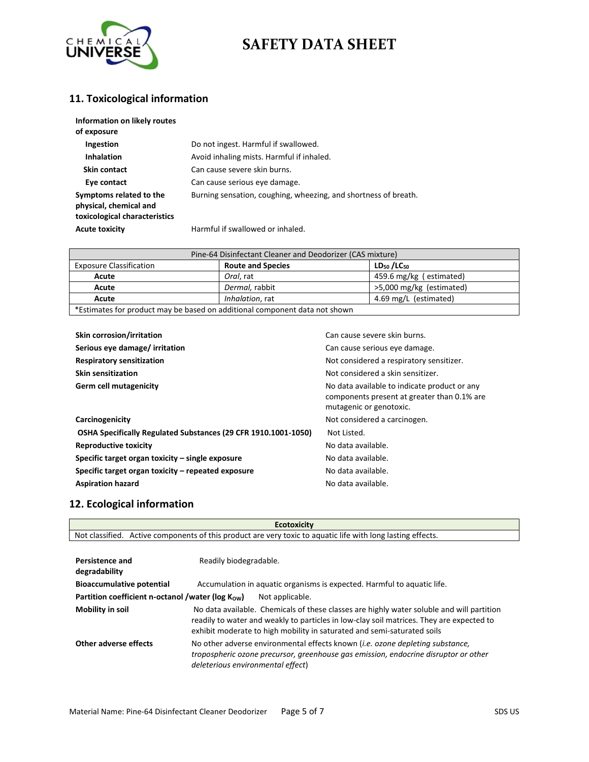## 11. Toxicological information

**Information on likely routes of exposure**

| | |
|---|---|
| **Ingestion** | Do not ingest. Harmful if swallowed. |
| **Inhalation** | Avoid inhaling mists. Harmful if inhaled. |
| **Skin contact** | Can cause severe skin burns. |
| **Eye contact** | Can cause serious eye damage. |
| **Symptoms related to the physical, chemical and toxicological characteristics** | Burning sensation, coughing, wheezing, and shortness of breath. |
| **Acute toxicity** | Harmful if swallowed or inhaled. |

| Pine-64 Disinfectant Cleaner and Deodorizer (CAS mixture) | | |
|---|---|---|
| Exposure Classification | **Route and Species** | **$LD_{50}$ /$LC_{50}$** |
| **Acute** | *Oral*, rat | 459.6 mg/kg ( estimated) |
| **Acute** | *Dermal*, rabbit | >5,000 mg/kg (estimated) |
| **Acute** | *Inhalation*, rat | 4.69 mg/L (estimated) |
| *Estimates for product may be based on additional component data not shown | | |

| | |
|---|---|
| **Skin corrosion/irritation** | Can cause severe skin burns. |
| **Serious eye damage/ irritation** | Can cause serious eye damage. |
| **Respiratory sensitization** | Not considered a respiratory sensitizer. |
| **Skin sensitization** | Not considered a skin sensitizer. |
| **Germ cell mutagenicity** | No data available to indicate product or any components present at greater than 0.1% are mutagenic or genotoxic. |
| **Carcinogenicity** | Not considered a carcinogen. |
| **OSHA Specifically Regulated Substances (29 CFR 1910.1001-1050)** | Not Listed. |
| **Reproductive toxicity** | No data available. |
| **Specific target organ toxicity – single exposure** | No data available. |
| **Specific target organ toxicity – repeated exposure** | No data available. |
| **Aspiration hazard** | No data available. |

## 12. Ecological information

| Ecotoxicity |
|---|
| Not classified. Active components of this product are very toxic to aquatic life with long lasting effects. |

| | |
|---|---|
| **Persistence and degradability** | Readily biodegradable. |
| **Bioaccumulative potential** | Accumulation in aquatic organisms is expected. Harmful to aquatic life. |
| **Partition coefficient n-octanol /water (log $K_{OW}$)** | Not applicable. |
| **Mobility in soil** | No data available. Chemicals of these classes are highly water soluble and will partition readily to water and weakly to particles in low-clay soil matrices. They are expected to exhibit moderate to high mobility in saturated and semi-saturated soils |
| **Other adverse effects** | No other adverse environmental effects known (*i.e. ozone depleting substance, tropospheric ozone precursor, greenhouse gas emission, endocrine disruptor or other deleterious environmental effect*) |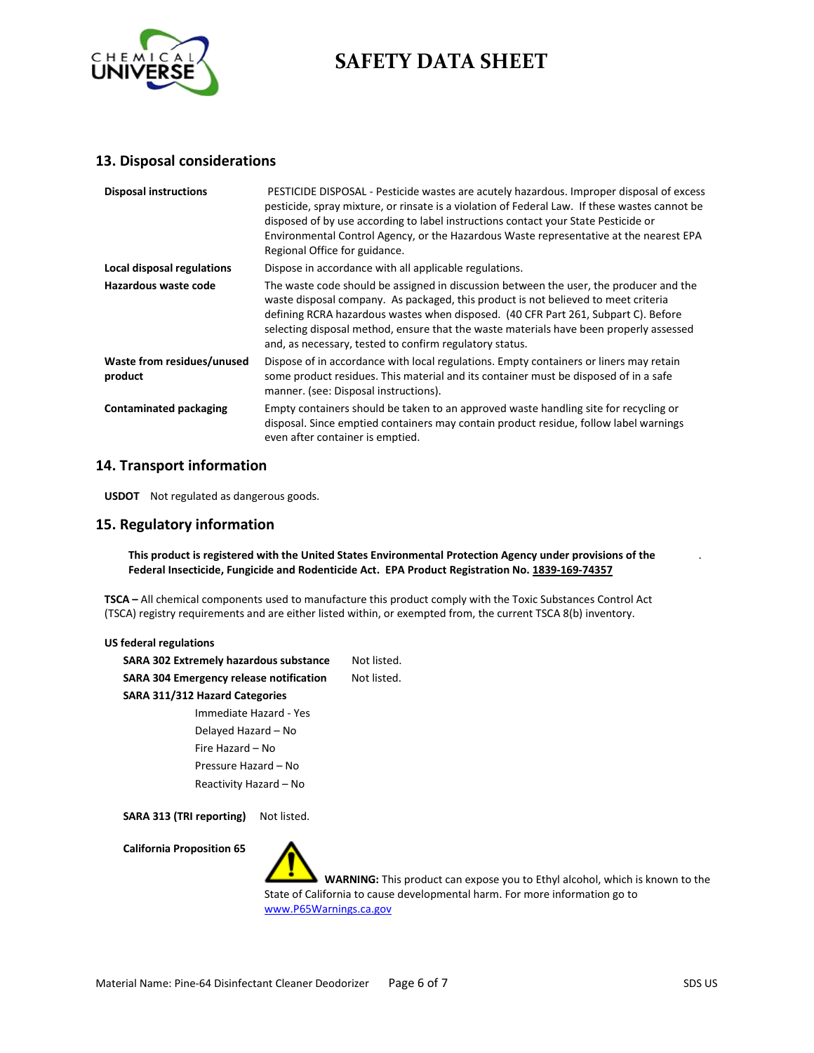## 13. Disposal considerations

| | |
|---|---|
| **Disposal instructions** | PESTICIDE DISPOSAL - Pesticide wastes are acutely hazardous. Improper disposal of excess pesticide, spray mixture, or rinsate is a violation of Federal Law. If these wastes cannot be disposed of by use according to label instructions contact your State Pesticide or Environmental Control Agency, or the Hazardous Waste representative at the nearest EPA Regional Office for guidance. |
| **Local disposal regulations** | Dispose in accordance with all applicable regulations. |
| **Hazardous waste code** | The waste code should be assigned in discussion between the user, the producer and the waste disposal company. As packaged, this product is not believed to meet criteria defining RCRA hazardous wastes when disposed. (40 CFR Part 261, Subpart C). Before selecting disposal method, ensure that the waste materials have been properly assessed and, as necessary, tested to confirm regulatory status. |
| **Waste from residues/unused product** | Dispose of in accordance with local regulations. Empty containers or liners may retain some product residues. This material and its container must be disposed of in a safe manner. (see: Disposal instructions). |
| **Contaminated packaging** | Empty containers should be taken to an approved waste handling site for recycling or disposal. Since emptied containers may contain product residue, follow label warnings even after container is emptied. |

## 14. Transport information

**USDOT** Not regulated as dangerous goods.

## 15. Regulatory information

**This product is registered with the United States Environmental Protection Agency under provisions of the Federal Insecticide, Fungicide and Rodenticide Act. EPA Product Registration No. 1839-169-74357**

**TSCA –** All chemical components used to manufacture this product comply with the Toxic Substances Control Act (TSCA) registry requirements and are either listed within, or exempted from, the current TSCA 8(b) inventory.

**US federal regulations**

**SARA 302 Extremely hazardous substance** Not listed.

**SARA 304 Emergency release notification** Not listed.

**SARA 311/312 Hazard Categories**

- Immediate Hazard - Yes
- Delayed Hazard – No
- Fire Hazard – No
- Pressure Hazard – No
- Reactivity Hazard – No

**SARA 313 (TRI reporting)** Not listed.

**California Proposition 65**

**WARNING:** This product can expose you to Ethyl alcohol, which is known to the State of California to cause developmental harm. For more information go to www.P65Warnings.ca.gov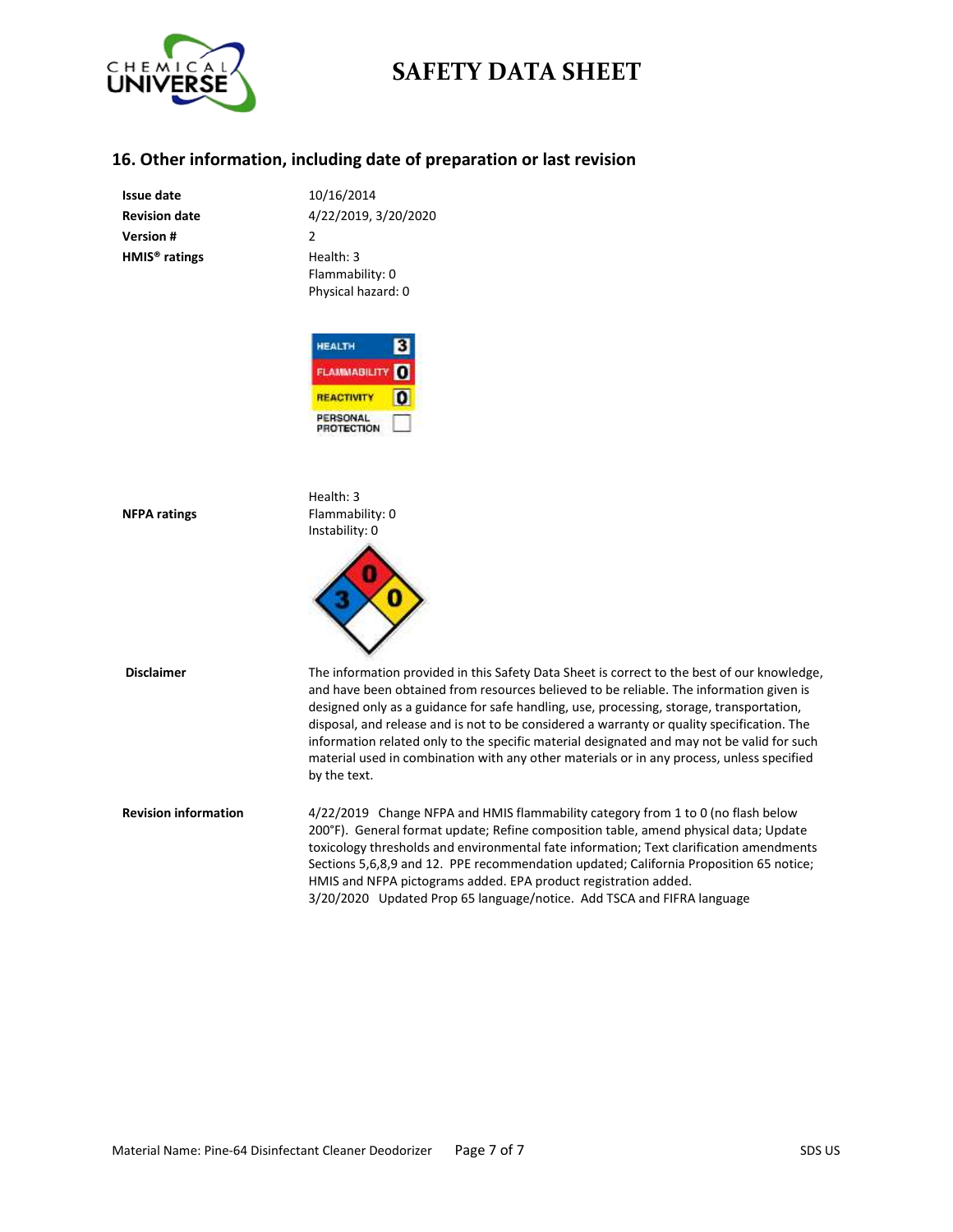## 16. Other information, including date of preparation or last revision

**Issue date** 10/16/2014

**Revision date** 4/22/2019, 3/20/2020

**Version #** 2

**HMIS® ratings**
Health: 3
Flammability: 0
Physical hazard: 0

HEALTH 3
FLAMMABILITY 0
REACTIVITY 0
PERSONAL PROTECTION

**NFPA ratings**
Health: 3
Flammability: 0
Instability: 0

0
3
0

**Disclaimer**

The information provided in this Safety Data Sheet is correct to the best of our knowledge, and have been obtained from resources believed to be reliable. The information given is designed only as a guidance for safe handling, use, processing, storage, transportation, disposal, and release and is not to be considered a warranty or quality specification. The information related only to the specific material designated and may not be valid for such material used in combination with any other materials or in any process, unless specified by the text.

**Revision information**

4/22/2019 Change NFPA and HMIS flammability category from 1 to 0 (no flash below 200°F). General format update; Refine composition table, amend physical data; Update toxicology thresholds and environmental fate information; Text clarification amendments Sections 5,6,8,9 and 12. PPE recommendation updated; California Proposition 65 notice; HMIS and NFPA pictograms added. EPA product registration added.
3/20/2020 Updated Prop 65 language/notice. Add TSCA and FIFRA language